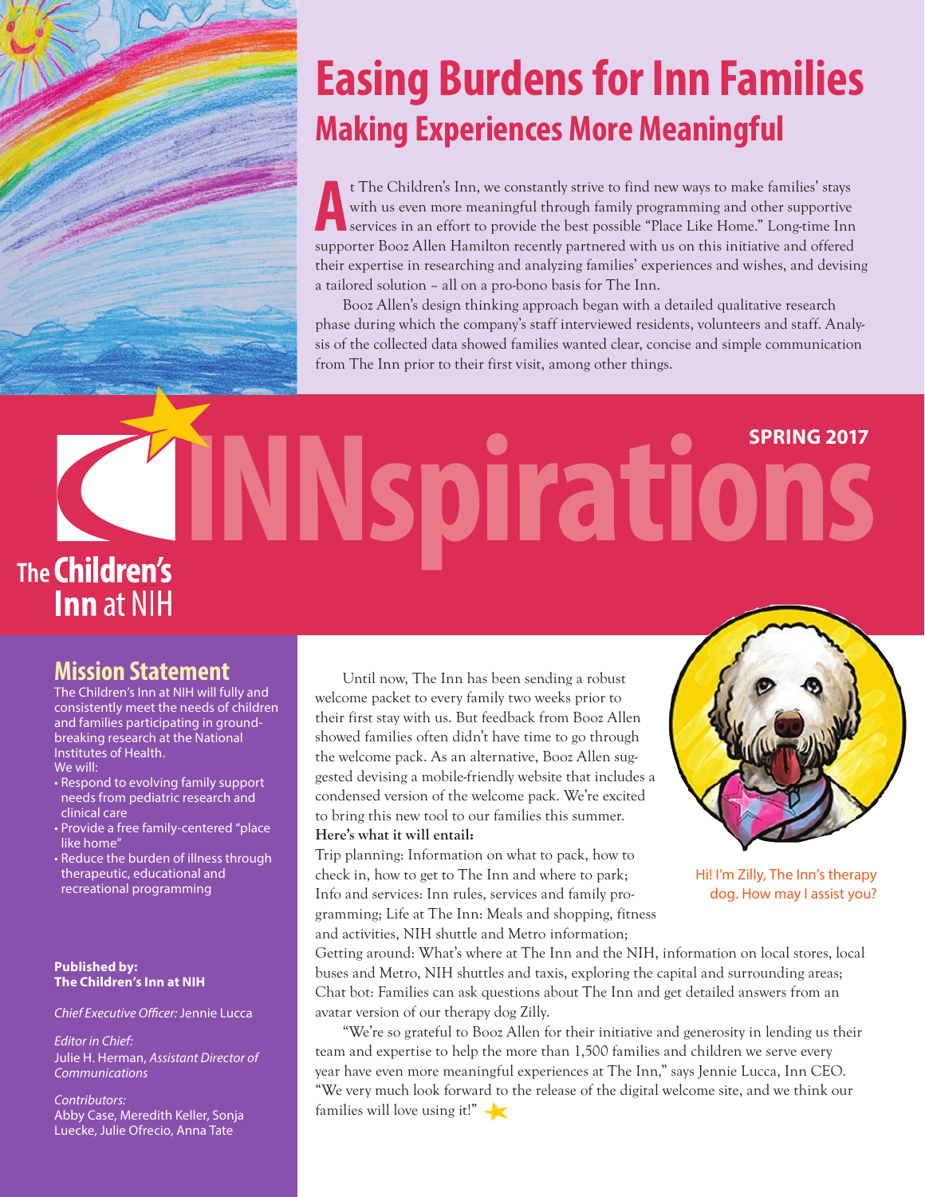# Easing Burdens for Inn Families

## Making Experiences More Meaningful

At The Children's Inn, we constantly strive to find new ways to make families' stays with us even more meaningful through family programming and other supportive services in an effort to provide the best possible "Place Like Home." Long-time Inn supporter Booz Allen Hamilton recently partnered with us on this initiative and offered their expertise in researching and analyzing families' experiences and wishes, and devising a tailored solution – all on a pro-bono basis for The Inn.

Booz Allen's design thinking approach began with a detailed qualitative research phase during which the company's staff interviewed residents, volunteers and staff. Analysis of the collected data showed families wanted clear, concise and simple communication from The Inn prior to their first visit, among other things.

# INNspirations

**SPRING 2017**

The Children's Inn at NIH

## Mission Statement

The Children's Inn at NIH will fully and consistently meet the needs of children and families participating in groundbreaking research at the National Institutes of Health.

We will:

- Respond to evolving family support needs from pediatric research and clinical care
- Provide a free family-centered "place like home"
- Reduce the burden of illness through therapeutic, educational and recreational programming

**Published by:**
**The Children's Inn at NIH**

*Chief Executive Officer:* Jennie Lucca

*Editor in Chief:*
Julie H. Herman, *Assistant Director of Communications*

*Contributors:*
Abby Case, Meredith Keller, Sonja Luecke, Julie Ofrecio, Anna Tate

Until now, The Inn has been sending a robust welcome packet to every family two weeks prior to their first stay with us. But feedback from Booz Allen showed families often didn't have time to go through the welcome pack. As an alternative, Booz Allen suggested devising a mobile-friendly website that includes a condensed version of the welcome pack. We're excited to bring this new tool to our families this summer.

**Here's what it will entail:**

Trip planning: Information on what to pack, how to check in, how to get to The Inn and where to park; Info and services: Inn rules, services and family programming; Life at The Inn: Meals and shopping, fitness and activities, NIH shuttle and Metro information; Getting around: What's where at The Inn and the NIH, information on local stores, local buses and Metro, NIH shuttles and taxis, exploring the capital and surrounding areas; Chat bot: Families can ask questions about The Inn and get detailed answers from an avatar version of our therapy dog Zilly.

Hi! I'm Zilly, The Inn's therapy dog. How may I assist you?

"We're so grateful to Booz Allen for their initiative and generosity in lending us their team and expertise to help the more than 1,500 families and children we serve every year have even more meaningful experiences at The Inn," says Jennie Lucca, Inn CEO. "We very much look forward to the release of the digital welcome site, and we think our families will love using it!"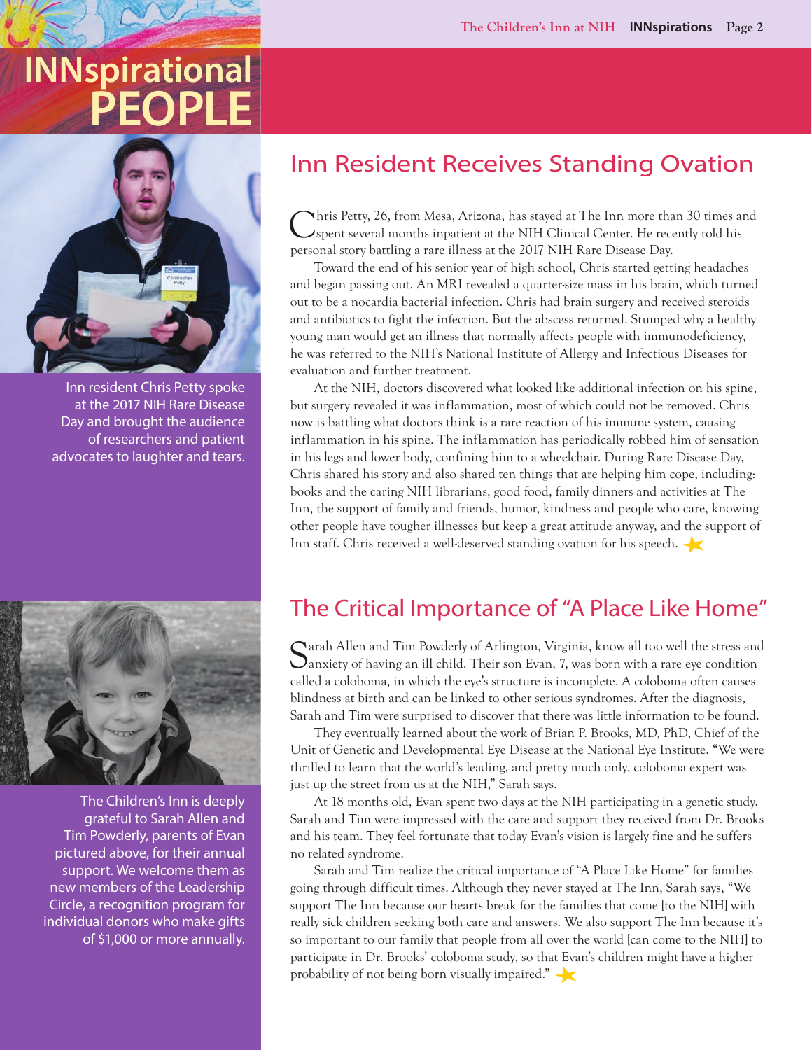# INNspirational PEOPLE

## Inn Resident Receives Standing Ovation

Chris Petty, 26, from Mesa, Arizona, has stayed at The Inn more than 30 times and spent several months inpatient at the NIH Clinical Center. He recently told his personal story battling a rare illness at the 2017 NIH Rare Disease Day.

Toward the end of his senior year of high school, Chris started getting headaches and began passing out. An MRI revealed a quarter-size mass in his brain, which turned out to be a nocardia bacterial infection. Chris had brain surgery and received steroids and antibiotics to fight the infection. But the abscess returned. Stumped why a healthy young man would get an illness that normally affects people with immunodeficiency, he was referred to the NIH's National Institute of Allergy and Infectious Diseases for evaluation and further treatment.

At the NIH, doctors discovered what looked like additional infection on his spine, but surgery revealed it was inflammation, most of which could not be removed. Chris now is battling what doctors think is a rare reaction of his immune system, causing inflammation in his spine. The inflammation has periodically robbed him of sensation in his legs and lower body, confining him to a wheelchair. During Rare Disease Day, Chris shared his story and also shared ten things that are helping him cope, including: books and the caring NIH librarians, good food, family dinners and activities at The Inn, the support of family and friends, humor, kindness and people who care, knowing other people have tougher illnesses but keep a great attitude anyway, and the support of Inn staff. Chris received a well-deserved standing ovation for his speech.

Inn resident Chris Petty spoke at the 2017 NIH Rare Disease Day and brought the audience of researchers and patient advocates to laughter and tears.

## The Critical Importance of "A Place Like Home"

Sarah Allen and Tim Powderly of Arlington, Virginia, know all too well the stress and anxiety of having an ill child. Their son Evan, 7, was born with a rare eye condition called a coloboma, in which the eye's structure is incomplete. A coloboma often causes blindness at birth and can be linked to other serious syndromes. After the diagnosis, Sarah and Tim were surprised to discover that there was little information to be found.

They eventually learned about the work of Brian P. Brooks, MD, PhD, Chief of the Unit of Genetic and Developmental Eye Disease at the National Eye Institute. "We were thrilled to learn that the world's leading, and pretty much only, coloboma expert was just up the street from us at the NIH," Sarah says.

At 18 months old, Evan spent two days at the NIH participating in a genetic study. Sarah and Tim were impressed with the care and support they received from Dr. Brooks and his team. They feel fortunate that today Evan's vision is largely fine and he suffers no related syndrome.

Sarah and Tim realize the critical importance of "A Place Like Home" for families going through difficult times. Although they never stayed at The Inn, Sarah says, "We support The Inn because our hearts break for the families that come [to the NIH] with really sick children seeking both care and answers. We also support The Inn because it's so important to our family that people from all over the world [can come to the NIH] to participate in Dr. Brooks' coloboma study, so that Evan's children might have a higher probability of not being born visually impaired."

The Children's Inn is deeply grateful to Sarah Allen and Tim Powderly, parents of Evan pictured above, for their annual support. We welcome them as new members of the Leadership Circle, a recognition program for individual donors who make gifts of $1,000 or more annually.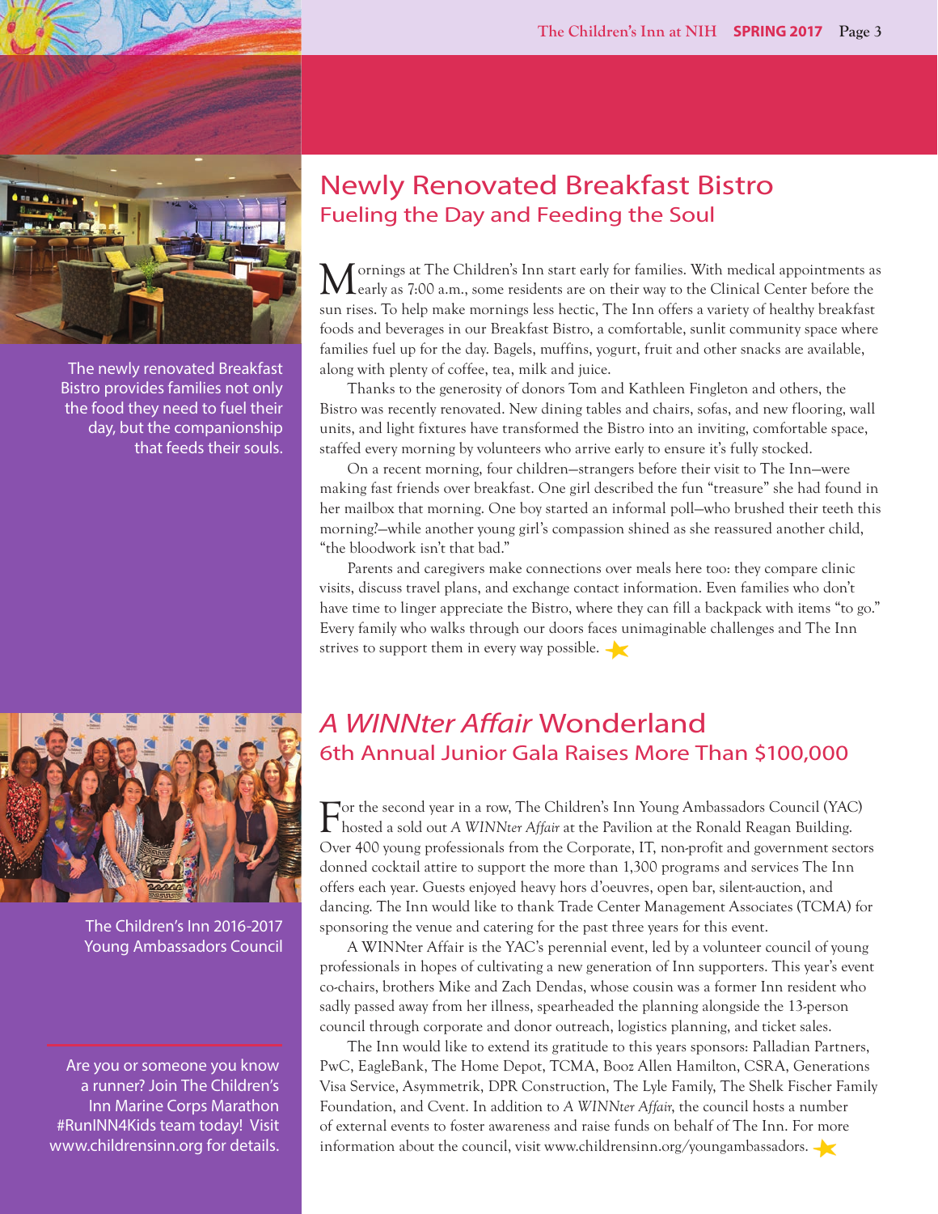## Newly Renovated Breakfast Bistro

### Fueling the Day and Feeding the Soul

Mornings at The Children's Inn start early for families. With medical appointments as early as 7:00 a.m., some residents are on their way to the Clinical Center before the sun rises. To help make mornings less hectic, The Inn offers a variety of healthy breakfast foods and beverages in our Breakfast Bistro, a comfortable, sunlit community space where families fuel up for the day. Bagels, muffins, yogurt, fruit and other snacks are available, along with plenty of coffee, tea, milk and juice.

Thanks to the generosity of donors Tom and Kathleen Fingleton and others, the Bistro was recently renovated. New dining tables and chairs, sofas, and new flooring, wall units, and light fixtures have transformed the Bistro into an inviting, comfortable space, staffed every morning by volunteers who arrive early to ensure it's fully stocked.

On a recent morning, four children—strangers before their visit to The Inn—were making fast friends over breakfast. One girl described the fun "treasure" she had found in her mailbox that morning. One boy started an informal poll—who brushed their teeth this morning?—while another young girl's compassion shined as she reassured another child, "the bloodwork isn't that bad."

Parents and caregivers make connections over meals here too: they compare clinic visits, discuss travel plans, and exchange contact information. Even families who don't have time to linger appreciate the Bistro, where they can fill a backpack with items "to go." Every family who walks through our doors faces unimaginable challenges and The Inn strives to support them in every way possible.

The newly renovated Breakfast Bistro provides families not only the food they need to fuel their day, but the companionship that feeds their souls.

## *A WINNter Affair* Wonderland

### 6th Annual Junior Gala Raises More Than $100,000

For the second year in a row, The Children's Inn Young Ambassadors Council (YAC) hosted a sold out *A WINNter Affair* at the Pavilion at the Ronald Reagan Building. Over 400 young professionals from the Corporate, IT, non-profit and government sectors donned cocktail attire to support the more than 1,300 programs and services The Inn offers each year. Guests enjoyed heavy hors d'oeuvres, open bar, silent-auction, and dancing. The Inn would like to thank Trade Center Management Associates (TCMA) for sponsoring the venue and catering for the past three years for this event.

A WINNter Affair is the YAC's perennial event, led by a volunteer council of young professionals in hopes of cultivating a new generation of Inn supporters. This year's event co-chairs, brothers Mike and Zach Dendas, whose cousin was a former Inn resident who sadly passed away from her illness, spearheaded the planning alongside the 13-person council through corporate and donor outreach, logistics planning, and ticket sales.

The Inn would like to extend its gratitude to this years sponsors: Palladian Partners, PwC, EagleBank, The Home Depot, TCMA, Booz Allen Hamilton, CSRA, Generations Visa Service, Asymmetrik, DPR Construction, The Lyle Family, The Shelk Fischer Family Foundation, and Cvent. In addition to *A WINNter Affair*, the council hosts a number of external events to foster awareness and raise funds on behalf of The Inn. For more information about the council, visit www.childrensinn.org/youngambassadors.

The Children's Inn 2016-2017 Young Ambassadors Council

Are you or someone you know a runner? Join The Children's Inn Marine Corps Marathon #RunINN4Kids team today! Visit www.childrensinn.org for details.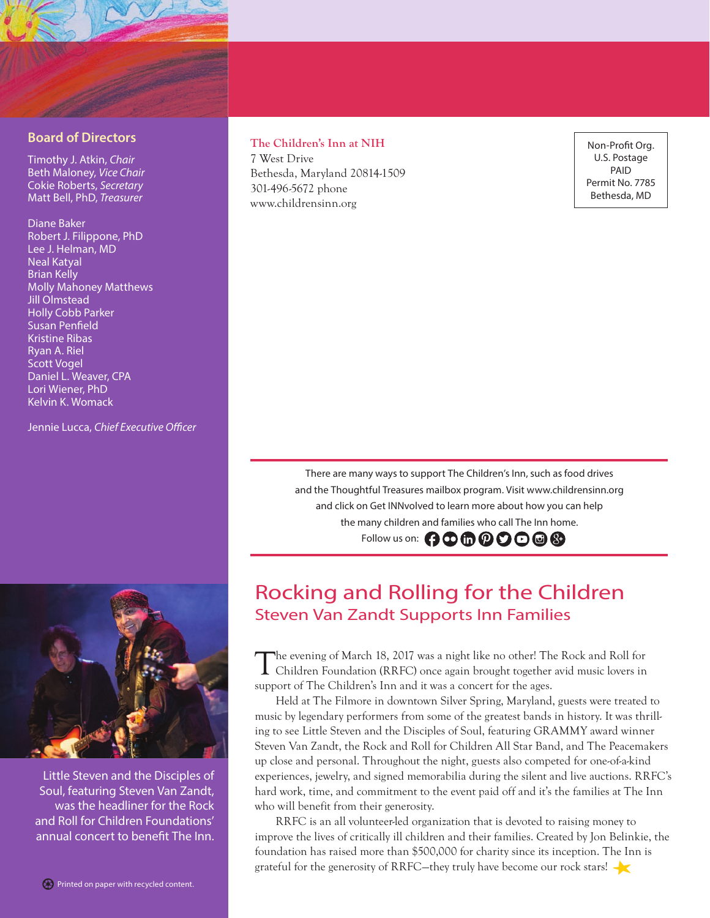## Board of Directors

Timothy J. Atkin, *Chair*
Beth Maloney, *Vice Chair*
Cokie Roberts, *Secretary*
Matt Bell, PhD, *Treasurer*

Diane Baker
Robert J. Filippone, PhD
Lee J. Helman, MD
Neal Katyal
Brian Kelly
Molly Mahoney Matthews
Jill Olmstead
Holly Cobb Parker
Susan Penfield
Kristine Ribas
Ryan A. Riel
Scott Vogel
Daniel L. Weaver, CPA
Lori Wiener, PhD
Kelvin K. Womack

Jennie Lucca, *Chief Executive Officer*

**The Children's Inn at NIH**
7 West Drive
Bethesda, Maryland 20814-1509
301-496-5672 phone
www.childrensinn.org

Non-Profit Org.
U.S. Postage
PAID
Permit No. 7785
Bethesda, MD

There are many ways to support The Children's Inn, such as food drives and the Thoughtful Treasures mailbox program. Visit www.childrensinn.org and click on Get INNvolved to learn more about how you can help the many children and families who call The Inn home.

Follow us on:

# Rocking and Rolling for the Children

## Steven Van Zandt Supports Inn Families

The evening of March 18, 2017 was a night like no other! The Rock and Roll for Children Foundation (RRFC) once again brought together avid music lovers in support of The Children's Inn and it was a concert for the ages.

Held at The Filmore in downtown Silver Spring, Maryland, guests were treated to music by legendary performers from some of the greatest bands in history. It was thrilling to see Little Steven and the Disciples of Soul, featuring GRAMMY award winner Steven Van Zandt, the Rock and Roll for Children All Star Band, and The Peacemakers up close and personal. Throughout the night, guests also competed for one-of-a-kind experiences, jewelry, and signed memorabilia during the silent and live auctions. RRFC's hard work, time, and commitment to the event paid off and it's the families at The Inn who will benefit from their generosity.

RRFC is an all volunteer-led organization that is devoted to raising money to improve the lives of critically ill children and their families. Created by Jon Belinkie, the foundation has raised more than $500,000 for charity since its inception. The Inn is grateful for the generosity of RRFC—they truly have become our rock stars!

Little Steven and the Disciples of Soul, featuring Steven Van Zandt, was the headliner for the Rock and Roll for Children Foundations' annual concert to benefit The Inn.

Printed on paper with recycled content.